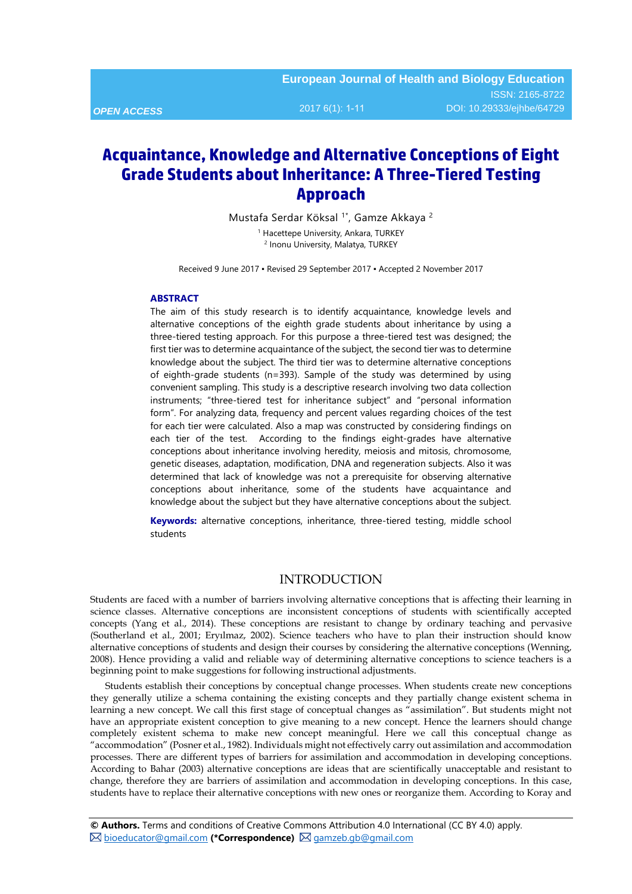# Acquaintance, Knowledge and Alternative Conceptions of Eight Grade Students about Inheritance: A Three-Tiered Testing Approach

Mustafa Serdar Köksal [1*], Gamze Akkaya [2]

[1] Hacettepe University, Ankara, TURKEY
[2] Inonu University, Malatya, TURKEY

Received 9 June 2017 ▪ Revised 29 September 2017 ▪ Accepted 2 November 2017

## ABSTRACT

The aim of this study research is to identify acquaintance, knowledge levels and alternative conceptions of the eighth grade students about inheritance by using a three-tiered testing approach. For this purpose a three-tiered test was designed; the first tier was to determine acquaintance of the subject, the second tier was to determine knowledge about the subject. The third tier was to determine alternative conceptions of eighth-grade students (n=393). Sample of the study was determined by using convenient sampling. This study is a descriptive research involving two data collection instruments; "three-tiered test for inheritance subject" and "personal information form". For analyzing data, frequency and percent values regarding choices of the test for each tier were calculated. Also a map was constructed by considering findings on each tier of the test. According to the findings eight-grades have alternative conceptions about inheritance involving heredity, meiosis and mitosis, chromosome, genetic diseases, adaptation, modification, DNA and regeneration subjects. Also it was determined that lack of knowledge was not a prerequisite for observing alternative conceptions about inheritance, some of the students have acquaintance and knowledge about the subject but they have alternative conceptions about the subject.

**Keywords:** alternative conceptions, inheritance, three-tiered testing, middle school students

## INTRODUCTION

Students are faced with a number of barriers involving alternative conceptions that is affecting their learning in science classes. Alternative conceptions are inconsistent conceptions of students with scientifically accepted concepts (Yang et al., 2014). These conceptions are resistant to change by ordinary teaching and pervasive (Southerland et al., 2001; Eryılmaz, 2002). Science teachers who have to plan their instruction should know alternative conceptions of students and design their courses by considering the alternative conceptions (Wenning, 2008). Hence providing a valid and reliable way of determining alternative conceptions to science teachers is a beginning point to make suggestions for following instructional adjustments.

Students establish their conceptions by conceptual change processes. When students create new conceptions they generally utilize a schema containing the existing concepts and they partially change existent schema in learning a new concept. We call this first stage of conceptual changes as "assimilation". But students might not have an appropriate existent conception to give meaning to a new concept. Hence the learners should change completely existent schema to make new concept meaningful. Here we call this conceptual change as "accommodation" (Posner et al., 1982). Individuals might not effectively carry out assimilation and accommodation processes. There are different types of barriers for assimilation and accommodation in developing conceptions. According to Bahar (2003) alternative conceptions are ideas that are scientifically unacceptable and resistant to change, therefore they are barriers of assimilation and accommodation in developing conceptions. In this case, students have to replace their alternative conceptions with new ones or reorganize them. According to Koray and

**© Authors.** Terms and conditions of Creative Commons Attribution 4.0 International (CC BY 4.0) apply.
✉ bioeducator@gmail.com **(\*Correspondence)** ✉ gamzeb.gb@gmail.com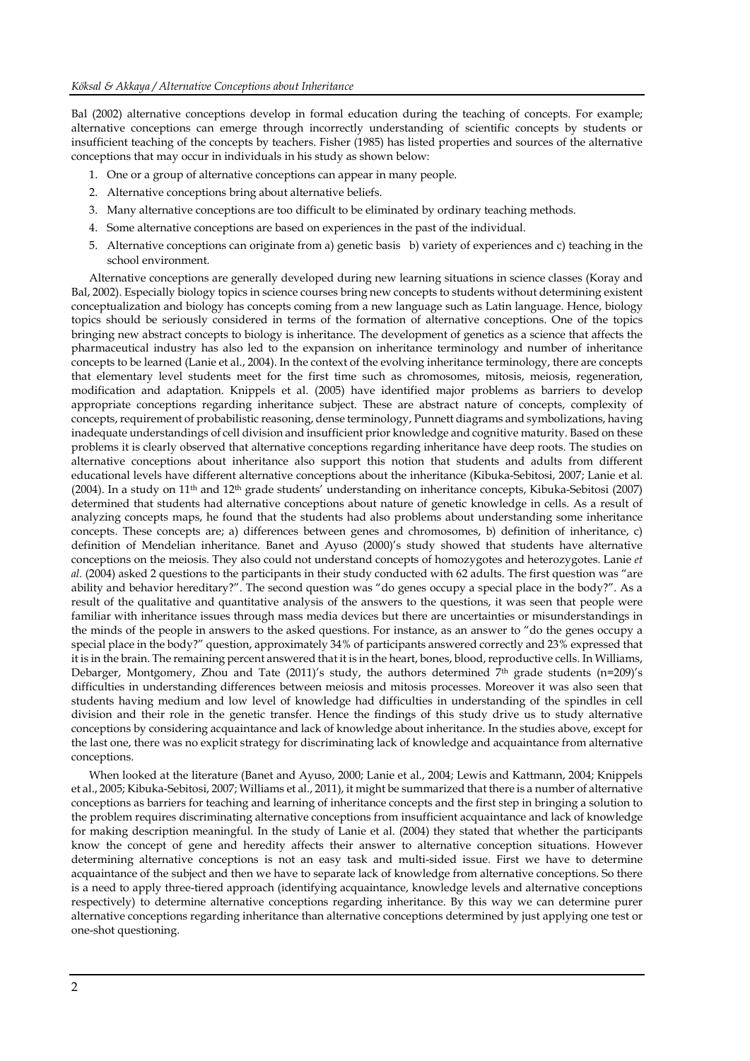Bal (2002) alternative conceptions develop in formal education during the teaching of concepts. For example; alternative conceptions can emerge through incorrectly understanding of scientific concepts by students or insufficient teaching of the concepts by teachers. Fisher (1985) has listed properties and sources of the alternative conceptions that may occur in individuals in his study as shown below:

1. One or a group of alternative conceptions can appear in many people.
2. Alternative conceptions bring about alternative beliefs.
3. Many alternative conceptions are too difficult to be eliminated by ordinary teaching methods.
4. Some alternative conceptions are based on experiences in the past of the individual.
5. Alternative conceptions can originate from a) genetic basis b) variety of experiences and c) teaching in the school environment.

Alternative conceptions are generally developed during new learning situations in science classes (Koray and Bal, 2002). Especially biology topics in science courses bring new concepts to students without determining existent conceptualization and biology has concepts coming from a new language such as Latin language. Hence, biology topics should be seriously considered in terms of the formation of alternative conceptions. One of the topics bringing new abstract concepts to biology is inheritance. The development of genetics as a science that affects the pharmaceutical industry has also led to the expansion on inheritance terminology and number of inheritance concepts to be learned (Lanie et al., 2004). In the context of the evolving inheritance terminology, there are concepts that elementary level students meet for the first time such as chromosomes, mitosis, meiosis, regeneration, modification and adaptation. Knippels et al. (2005) have identified major problems as barriers to develop appropriate conceptions regarding inheritance subject. These are abstract nature of concepts, complexity of concepts, requirement of probabilistic reasoning, dense terminology, Punnett diagrams and symbolizations, having inadequate understandings of cell division and insufficient prior knowledge and cognitive maturity. Based on these problems it is clearly observed that alternative conceptions regarding inheritance have deep roots. The studies on alternative conceptions about inheritance also support this notion that students and adults from different educational levels have different alternative conceptions about the inheritance (Kibuka-Sebitosi, 2007; Lanie et al. (2004). In a study on 11th and 12th grade students' understanding on inheritance concepts, Kibuka-Sebitosi (2007) determined that students had alternative conceptions about nature of genetic knowledge in cells. As a result of analyzing concepts maps, he found that the students had also problems about understanding some inheritance concepts. These concepts are; a) differences between genes and chromosomes, b) definition of inheritance, c) definition of Mendelian inheritance. Banet and Ayuso (2000)'s study showed that students have alternative conceptions on the meiosis. They also could not understand concepts of homozygotes and heterozygotes. Lanie *et al.* (2004) asked 2 questions to the participants in their study conducted with 62 adults. The first question was "are ability and behavior hereditary?". The second question was "do genes occupy a special place in the body?". As a result of the qualitative and quantitative analysis of the answers to the questions, it was seen that people were familiar with inheritance issues through mass media devices but there are uncertainties or misunderstandings in the minds of the people in answers to the asked questions. For instance, as an answer to "do the genes occupy a special place in the body?" question, approximately 34% of participants answered correctly and 23% expressed that it is in the brain. The remaining percent answered that it is in the heart, bones, blood, reproductive cells. In Williams, Debarger, Montgomery, Zhou and Tate (2011)'s study, the authors determined 7th grade students (n=209)'s difficulties in understanding differences between meiosis and mitosis processes. Moreover it was also seen that students having medium and low level of knowledge had difficulties in understanding of the spindles in cell division and their role in the genetic transfer. Hence the findings of this study drive us to study alternative conceptions by considering acquaintance and lack of knowledge about inheritance. In the studies above, except for the last one, there was no explicit strategy for discriminating lack of knowledge and acquaintance from alternative conceptions.

When looked at the literature (Banet and Ayuso, 2000; Lanie et al., 2004; Lewis and Kattmann, 2004; Knippels et al., 2005; Kibuka-Sebitosi, 2007; Williams et al., 2011), it might be summarized that there is a number of alternative conceptions as barriers for teaching and learning of inheritance concepts and the first step in bringing a solution to the problem requires discriminating alternative conceptions from insufficient acquaintance and lack of knowledge for making description meaningful. In the study of Lanie et al. (2004) they stated that whether the participants know the concept of gene and heredity affects their answer to alternative conception situations. However determining alternative conceptions is not an easy task and multi-sided issue. First we have to determine acquaintance of the subject and then we have to separate lack of knowledge from alternative conceptions. So there is a need to apply three-tiered approach (identifying acquaintance, knowledge levels and alternative conceptions respectively) to determine alternative conceptions regarding inheritance. By this way we can determine purer alternative conceptions regarding inheritance than alternative conceptions determined by just applying one test or one-shot questioning.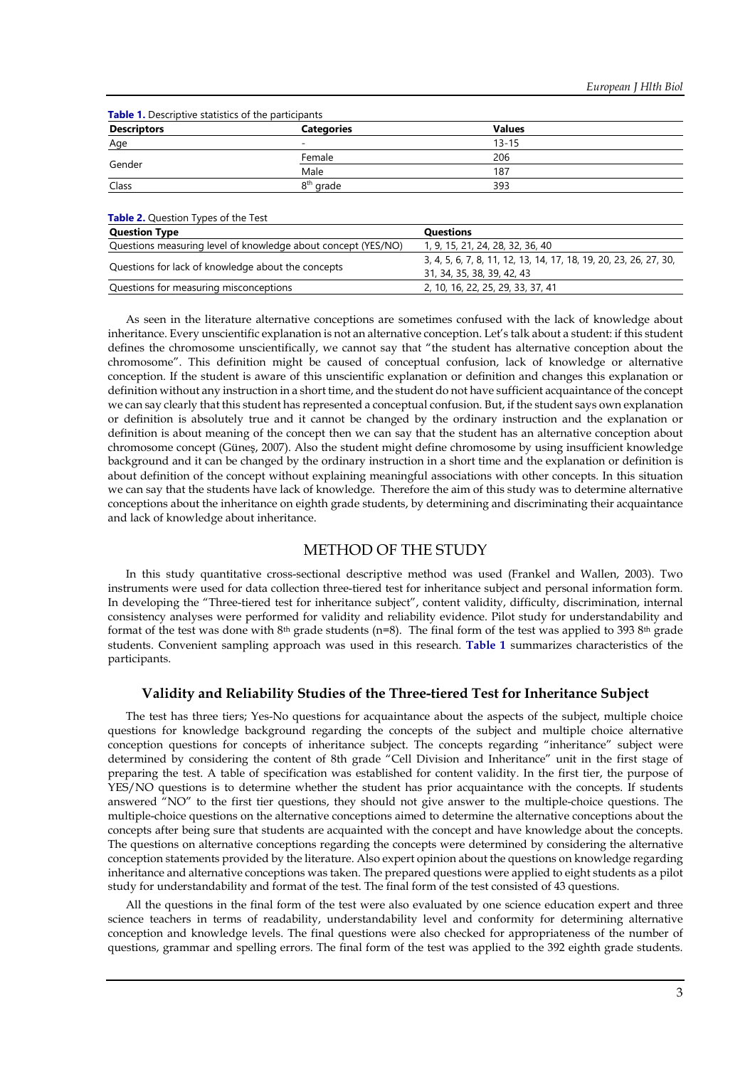**Table 1.** Descriptive statistics of the participants

| Descriptors | Categories | Values |
|---|---|---|
| Age | - | 13-15 |
| Gender | Female | 206 |
| | Male | 187 |
| Class | 8th grade | 393 |

**Table 2.** Question Types of the Test

| Question Type | Questions |
|---|---|
| Questions measuring level of knowledge about concept (YES/NO) | 1, 9, 15, 21, 24, 28, 32, 36, 40 |
| Questions for lack of knowledge about the concepts | 3, 4, 5, 6, 7, 8, 11, 12, 13, 14, 17, 18, 19, 20, 23, 26, 27, 30, 31, 34, 35, 38, 39, 42, 43 |
| Questions for measuring misconceptions | 2, 10, 16, 22, 25, 29, 33, 37, 41 |

As seen in the literature alternative conceptions are sometimes confused with the lack of knowledge about inheritance. Every unscientific explanation is not an alternative conception. Let's talk about a student: if this student defines the chromosome unscientifically, we cannot say that "the student has alternative conception about the chromosome". This definition might be caused of conceptual confusion, lack of knowledge or alternative conception. If the student is aware of this unscientific explanation or definition and changes this explanation or definition without any instruction in a short time, and the student do not have sufficient acquaintance of the concept we can say clearly that this student has represented a conceptual confusion. But, if the student says own explanation or definition is absolutely true and it cannot be changed by the ordinary instruction and the explanation or definition is about meaning of the concept then we can say that the student has an alternative conception about chromosome concept (Güneş, 2007). Also the student might define chromosome by using insufficient knowledge background and it can be changed by the ordinary instruction in a short time and the explanation or definition is about definition of the concept without explaining meaningful associations with other concepts. In this situation we can say that the students have lack of knowledge. Therefore the aim of this study was to determine alternative conceptions about the inheritance on eighth grade students, by determining and discriminating their acquaintance and lack of knowledge about inheritance.

## METHOD OF THE STUDY

In this study quantitative cross-sectional descriptive method was used (Frankel and Wallen, 2003). Two instruments were used for data collection three-tiered test for inheritance subject and personal information form. In developing the "Three-tiered test for inheritance subject", content validity, difficulty, discrimination, internal consistency analyses were performed for validity and reliability evidence. Pilot study for understandability and format of the test was done with 8th grade students (n=8). The final form of the test was applied to 393 8th grade students. Convenient sampling approach was used in this research. **Table 1** summarizes characteristics of the participants.

### Validity and Reliability Studies of the Three-tiered Test for Inheritance Subject

The test has three tiers; Yes-No questions for acquaintance about the aspects of the subject, multiple choice questions for knowledge background regarding the concepts of the subject and multiple choice alternative conception questions for concepts of inheritance subject. The concepts regarding "inheritance" subject were determined by considering the content of 8th grade "Cell Division and Inheritance" unit in the first stage of preparing the test. A table of specification was established for content validity. In the first tier, the purpose of YES/NO questions is to determine whether the student has prior acquaintance with the concepts. If students answered "NO" to the first tier questions, they should not give answer to the multiple-choice questions. The multiple-choice questions on the alternative conceptions aimed to determine the alternative conceptions about the concepts after being sure that students are acquainted with the concept and have knowledge about the concepts. The questions on alternative conceptions regarding the concepts were determined by considering the alternative conception statements provided by the literature. Also expert opinion about the questions on knowledge regarding inheritance and alternative conceptions was taken. The prepared questions were applied to eight students as a pilot study for understandability and format of the test. The final form of the test consisted of 43 questions.

All the questions in the final form of the test were also evaluated by one science education expert and three science teachers in terms of readability, understandability level and conformity for determining alternative conception and knowledge levels. The final questions were also checked for appropriateness of the number of questions, grammar and spelling errors. The final form of the test was applied to the 392 eighth grade students.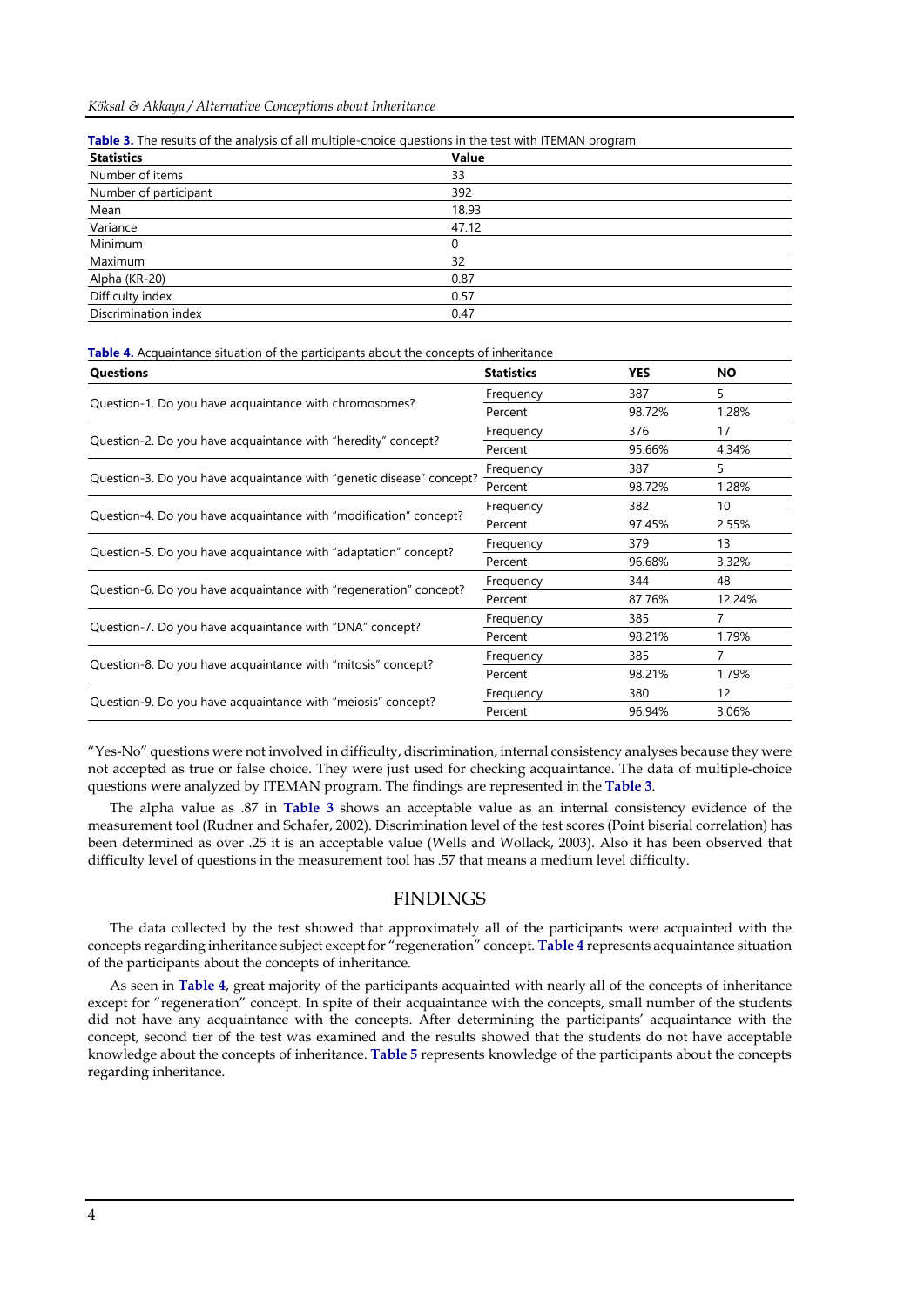**Table 3.** The results of the analysis of all multiple-choice questions in the test with ITEMAN program

| Statistics | Value |
|---|---|
| Number of items | 33 |
| Number of participant | 392 |
| Mean | 18.93 |
| Variance | 47.12 |
| Minimum | 0 |
| Maximum | 32 |
| Alpha (KR-20) | 0.87 |
| Difficulty index | 0.57 |
| Discrimination index | 0.47 |

**Table 4.** Acquaintance situation of the participants about the concepts of inheritance

| Questions | Statistics | YES | NO |
|---|---|---|---|
| Question-1. Do you have acquaintance with chromosomes? | Frequency | 387 | 5 |
| | Percent | 98.72% | 1.28% |
| Question-2. Do you have acquaintance with "heredity" concept? | Frequency | 376 | 17 |
| | Percent | 95.66% | 4.34% |
| Question-3. Do you have acquaintance with "genetic disease" concept? | Frequency | 387 | 5 |
| | Percent | 98.72% | 1.28% |
| Question-4. Do you have acquaintance with "modification" concept? | Frequency | 382 | 10 |
| | Percent | 97.45% | 2.55% |
| Question-5. Do you have acquaintance with "adaptation" concept? | Frequency | 379 | 13 |
| | Percent | 96.68% | 3.32% |
| Question-6. Do you have acquaintance with "regeneration" concept? | Frequency | 344 | 48 |
| | Percent | 87.76% | 12.24% |
| Question-7. Do you have acquaintance with "DNA" concept? | Frequency | 385 | 7 |
| | Percent | 98.21% | 1.79% |
| Question-8. Do you have acquaintance with "mitosis" concept? | Frequency | 385 | 7 |
| | Percent | 98.21% | 1.79% |
| Question-9. Do you have acquaintance with "meiosis" concept? | Frequency | 380 | 12 |
| | Percent | 96.94% | 3.06% |

"Yes-No" questions were not involved in difficulty, discrimination, internal consistency analyses because they were not accepted as true or false choice. They were just used for checking acquaintance. The data of multiple-choice questions were analyzed by ITEMAN program. The findings are represented in the **Table 3**.

The alpha value as .87 in **Table 3** shows an acceptable value as an internal consistency evidence of the measurement tool (Rudner and Schafer, 2002). Discrimination level of the test scores (Point biserial correlation) has been determined as over .25 it is an acceptable value (Wells and Wollack, 2003). Also it has been observed that difficulty level of questions in the measurement tool has .57 that means a medium level difficulty.

## FINDINGS

The data collected by the test showed that approximately all of the participants were acquainted with the concepts regarding inheritance subject except for "regeneration" concept. **Table 4** represents acquaintance situation of the participants about the concepts of inheritance.

As seen in **Table 4**, great majority of the participants acquainted with nearly all of the concepts of inheritance except for "regeneration" concept. In spite of their acquaintance with the concepts, small number of the students did not have any acquaintance with the concepts. After determining the participants' acquaintance with the concept, second tier of the test was examined and the results showed that the students do not have acceptable knowledge about the concepts of inheritance. **Table 5** represents knowledge of the participants about the concepts regarding inheritance.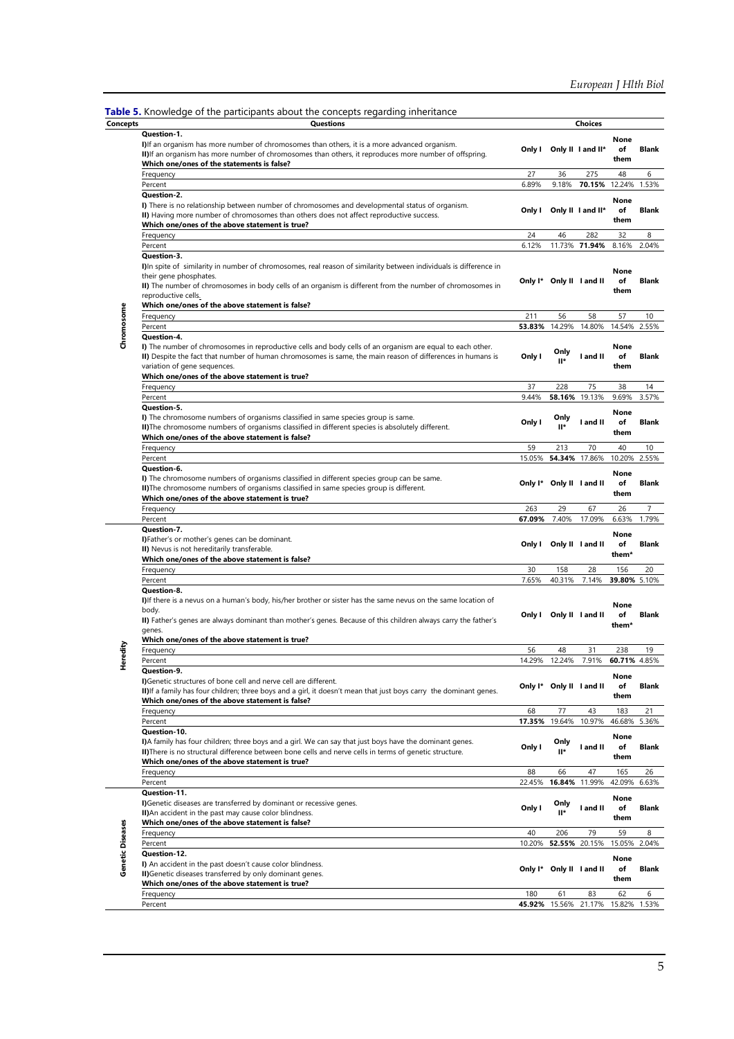**Table 5.** Knowledge of the participants about the concepts regarding inheritance

| Concepts | Questions | Choices | | | | |
|---|---|---|---|---|---|---|
| Chromosome | **Question-1.** **I)** If an organism has more number of chromosomes than others, it is a more advanced organism. **II)** If an organism has more number of chromosomes than others, it reproduces more number of offspring. **Which one/ones of the statements is false?** | **Only I** | **Only II** | **I and II*** | **None of them** | **Blank** |
| | Frequency | 27 | 36 | 275 | 48 | 6 |
| | Percent | 6.89% | 9.18% | **70.15%** | 12.24% | 1.53% |
| | **Question-2.** **I)** There is no relationship between number of chromosomes and developmental status of organism. **II)** Having more number of chromosomes than others does not affect reproductive success. **Which one/ones of the above statement is true?** | **Only I** | **Only II** | **I and II*** | **None of them** | **Blank** |
| | Frequency | 24 | 46 | 282 | 32 | 8 |
| | Percent | 6.12% | 11.73% | **71.94%** | 8.16% | 2.04% |
| | **Question-3.** **I)** In spite of similarity in number of chromosomes, real reason of similarity between individuals is difference in their gene phosphates. **II)** The number of chromosomes in body cells of an organism is different from the number of chromosomes in reproductive cells. **Which one/ones of the above statement is false?** | **Only I*** | **Only II** | **I and II** | **None of them** | **Blank** |
| | Frequency | 211 | 56 | 58 | 57 | 10 |
| | Percent | **53.83%** | 14.29% | 14.80% | 14.54% | 2.55% |
| | **Question-4.** **I)** The number of chromosomes in reproductive cells and body cells of an organism are equal to each other. **II)** Despite the fact that number of human chromosomes is same, the main reason of differences in humans is variation of gene sequences. **Which one/ones of the above statement is true?** | **Only I** | **Only II*** | **I and II** | **None of them** | **Blank** |
| | Frequency | 37 | 228 | 75 | 38 | 14 |
| | Percent | 9.44% | **58.16%** | 19.13% | 9.69% | 3.57% |
| | **Question-5.** **I)** The chromosome numbers of organisms classified in same species group is same. **II)** The chromosome numbers of organisms classified in different species is absolutely different. **Which one/ones of the above statement is false?** | **Only I** | **Only II*** | **I and II** | **None of them** | **Blank** |
| | Frequency | 59 | 213 | 70 | 40 | 10 |
| | Percent | 15.05% | **54.34%** | 17.86% | 10.20% | 2.55% |
| | **Question-6.** **I)** The chromosome numbers of organisms classified in different species group can be same. **II)** The chromosome numbers of organisms classified in same species group is different. **Which one/ones of the above statement is true?** | **Only I*** | **Only II** | **I and II** | **None of them** | **Blank** |
| | Frequency | 263 | 29 | 67 | 26 | 7 |
| | Percent | **67.09%** | 7.40% | 17.09% | 6.63% | 1.79% |
| Heredity | **Question-7.** **I)** Father's or mother's genes can be dominant. **II)** Nevus is not hereditarily transferable. **Which one/ones of the above statement is false?** | **Only I** | **Only II** | **I and II** | **None of them*** | **Blank** |
| | Frequency | 30 | 158 | 28 | 156 | 20 |
| | Percent | 7.65% | 40.31% | 7.14% | **39.80%** | 5.10% |
| | **Question-8.** **I)** If there is a nevus on a human's body, his/her brother or sister has the same nevus on the same location of body. **II)** Father's genes are always dominant than mother's genes. Because of this children always carry the father's genes. **Which one/ones of the above statement is true?** | **Only I** | **Only II** | **I and II** | **None of them*** | **Blank** |
| | Frequency | 56 | 48 | 31 | 238 | 19 |
| | Percent | 14.29% | 12.24% | 7.91% | **60.71%** | 4.85% |
| | **Question-9.** **I)** Genetic structures of bone cell and nerve cell are different. **II)** If a family has four children; three boys and a girl, it doesn't mean that just boys carry the dominant genes. **Which one/ones of the above statement is false?** | **Only I*** | **Only II** | **I and II** | **None of them** | **Blank** |
| | Frequency | 68 | 77 | 43 | 183 | 21 |
| | Percent | **17.35%** | 19.64% | 10.97% | 46.68% | 5.36% |
| | **Question-10.** **I)** A family has four children; three boys and a girl. We can say that just boys have the dominant genes. **II)** There is no structural difference between bone cells and nerve cells in terms of genetic structure. **Which one/ones of the above statement is true?** | **Only I** | **Only II*** | **I and II** | **None of them** | **Blank** |
| | Frequency | 88 | 66 | 47 | 165 | 26 |
| | Percent | 22.45% | **16.84%** | 11.99% | 42.09% | 6.63% |
| Genetic Diseases | **Question-11.** **I)** Genetic diseases are transferred by dominant or recessive genes. **II)** An accident in the past may cause color blindness. **Which one/ones of the above statement is false?** | **Only I** | **Only II*** | **I and II** | **None of them** | **Blank** |
| | Frequency | 40 | 206 | 79 | 59 | 8 |
| | Percent | 10.20% | **52.55%** | 20.15% | 15.05% | 2.04% |
| | **Question-12.** **I)** An accident in the past doesn't cause color blindness. **II)** Genetic diseases transferred by only dominant genes. **Which one/ones of the above statement is true?** | **Only I*** | **Only II** | **I and II** | **None of them** | **Blank** |
| | Frequency | 180 | 61 | 83 | 62 | 6 |
| | Percent | **45.92%** | 15.56% | 21.17% | 15.82% | 1.53% |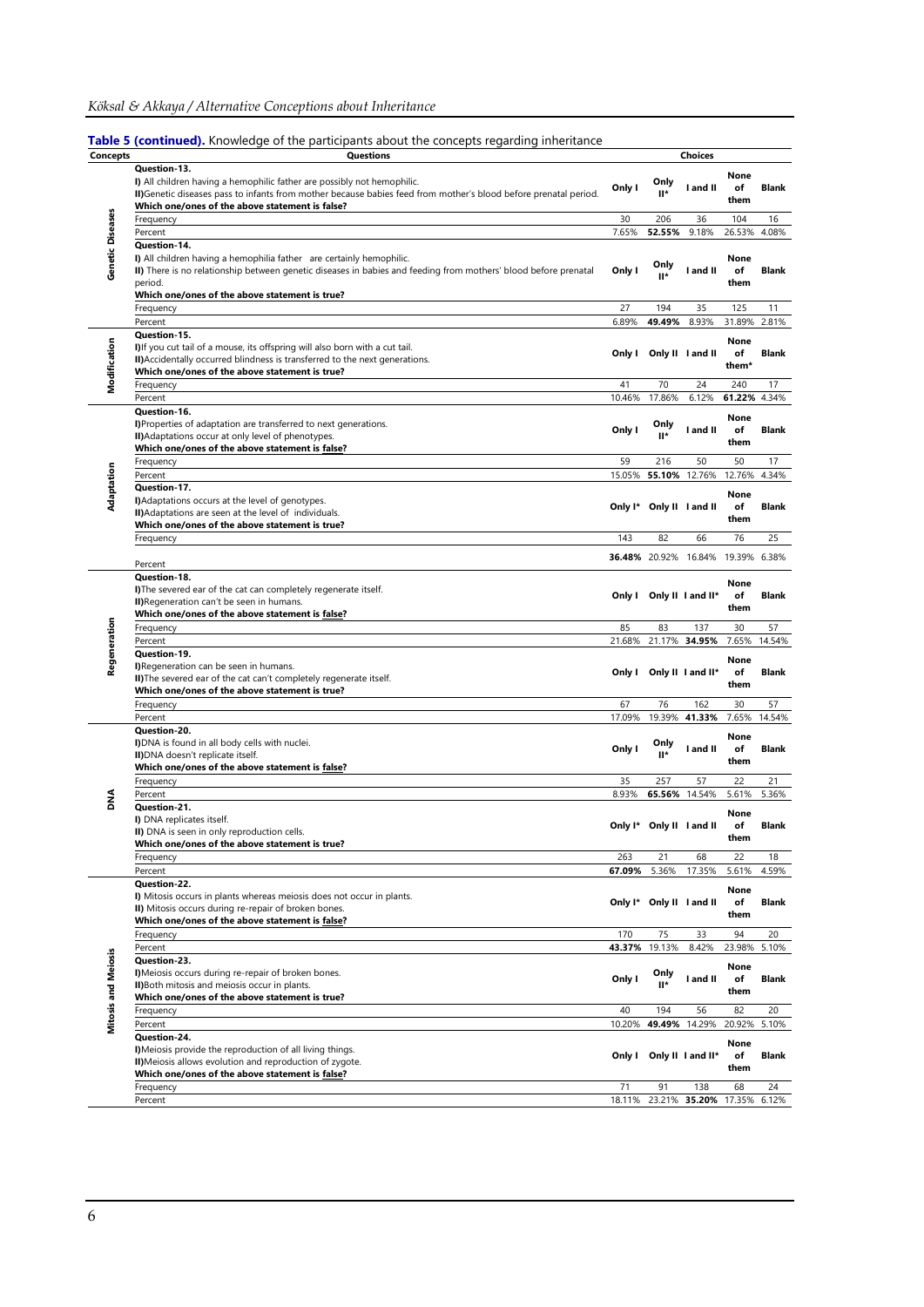**Table 5 (continued).** Knowledge of the participants about the concepts regarding inheritance

| Concepts | Questions | Choices | | | | |
|---|---|---|---|---|---|---|
| Genetic Diseases | **Question-13.** **I)** All children having a hemophilic father are possibly not hemophilic. **II)** Genetic diseases pass to infants from mother because babies feed from mother's blood before prenatal period. **Which one/ones of the above statement is false?** | **Only I** | **Only II*** | **I and II** | **None of them** | **Blank** |
| | Frequency | 30 | 206 | 36 | 104 | 16 |
| | Percent | 7.65% | **52.55%** | 9.18% | 26.53% | 4.08% |
| | **Question-14.** **I)** All children having a hemophilia father are certainly hemophilic. **II)** There is no relationship between genetic diseases in babies and feeding from mothers' blood before prenatal period. **Which one/ones of the above statement is true?** | **Only I** | **Only II*** | **I and II** | **None of them** | **Blank** |
| | Frequency | 27 | 194 | 35 | 125 | 11 |
| | Percent | 6.89% | **49.49%** | 8.93% | 31.89% | 2.81% |
| Modification | **Question-15.** **I)** If you cut tail of a mouse, its offspring will also born with a cut tail. **II)** Accidentally occurred blindness is transferred to the next generations. **Which one/ones of the above statement is true?** | **Only I** | **Only II** | **I and II** | **None of them*** | **Blank** |
| | Frequency | 41 | 70 | 24 | 240 | 17 |
| | Percent | 10.46% | 17.86% | 6.12% | **61.22%** | 4.34% |
| Adaptation | **Question-16.** **I)** Properties of adaptation are transferred to next generations. **II)** Adaptations occur at only level of phenotypes. **Which one/ones of the above statement is false?** | **Only I** | **Only II*** | **I and II** | **None of them** | **Blank** |
| | Frequency | 59 | 216 | 50 | 50 | 17 |
| | Percent | 15.05% | **55.10%** | 12.76% | 12.76% | 4.34% |
| | **Question-17.** **I)** Adaptations occurs at the level of genotypes. **II)** Adaptations are seen at the level of individuals. **Which one/ones of the above statement is true?** | **Only I*** | **Only II** | **I and II** | **None of them** | **Blank** |
| | Frequency | 143 | 82 | 66 | 76 | 25 |
| | Percent | **36.48%** | 20.92% | 16.84% | 19.39% | 6.38% |
| Regeneration | **Question-18.** **I)** The severed ear of the cat can completely regenerate itself. **II)** Regeneration can't be seen in humans. **Which one/ones of the above statement is false?** | **Only I** | **Only II** | **I and II*** | **None of them** | **Blank** |
| | Frequency | 85 | 83 | 137 | 30 | 57 |
| | Percent | 21.68% | 21.17% | **34.95%** | 7.65% | 14.54% |
| | **Question-19.** **I)** Regeneration can be seen in humans. **II)** The severed ear of the cat can't completely regenerate itself. **Which one/ones of the above statement is true?** | **Only I** | **Only II** | **I and II*** | **None of them** | **Blank** |
| | Frequency | 67 | 76 | 162 | 30 | 57 |
| | Percent | 17.09% | 19.39% | **41.33%** | 7.65% | 14.54% |
| DNA | **Question-20.** **I)** DNA is found in all body cells with nuclei. **II)** DNA doesn't replicate itself. **Which one/ones of the above statement is false?** | **Only I** | **Only II*** | **I and II** | **None of them** | **Blank** |
| | Frequency | 35 | 257 | 57 | 22 | 21 |
| | Percent | 8.93% | **65.56%** | 14.54% | 5.61% | 5.36% |
| | **Question-21.** **I)** DNA replicates itself. **II)** DNA is seen in only reproduction cells. **Which one/ones of the above statement is true?** | **Only I*** | **Only II** | **I and II** | **None of them** | **Blank** |
| | Frequency | 263 | 21 | 68 | 22 | 18 |
| | Percent | **67.09%** | 5.36% | 17.35% | 5.61% | 4.59% |
| Mitosis and Meiosis | **Question-22.** **I)** Mitosis occurs in plants whereas meiosis does not occur in plants. **II)** Mitosis occurs during re-repair of broken bones. **Which one/ones of the above statement is false?** | **Only I*** | **Only II** | **I and II** | **None of them** | **Blank** |
| | Frequency | 170 | 75 | 33 | 94 | 20 |
| | Percent | **43.37%** | 19.13% | 8.42% | 23.98% | 5.10% |
| | **Question-23.** **I)** Meiosis occurs during re-repair of broken bones. **II)** Both mitosis and meiosis occur in plants. **Which one/ones of the above statement is true?** | **Only I** | **Only II*** | **I and II** | **None of them** | **Blank** |
| | Frequency | 40 | 194 | 56 | 82 | 20 |
| | Percent | 10.20% | **49.49%** | 14.29% | 20.92% | 5.10% |
| | **Question-24.** **I)** Meiosis provide the reproduction of all living things. **II)** Meiosis allows evolution and reproduction of zygote. **Which one/ones of the above statement is false?** | **Only I** | **Only II** | **I and II*** | **None of them** | **Blank** |
| | Frequency | 71 | 91 | 138 | 68 | 24 |
| | Percent | 18.11% | 23.21% | **35.20%** | 17.35% | 6.12% |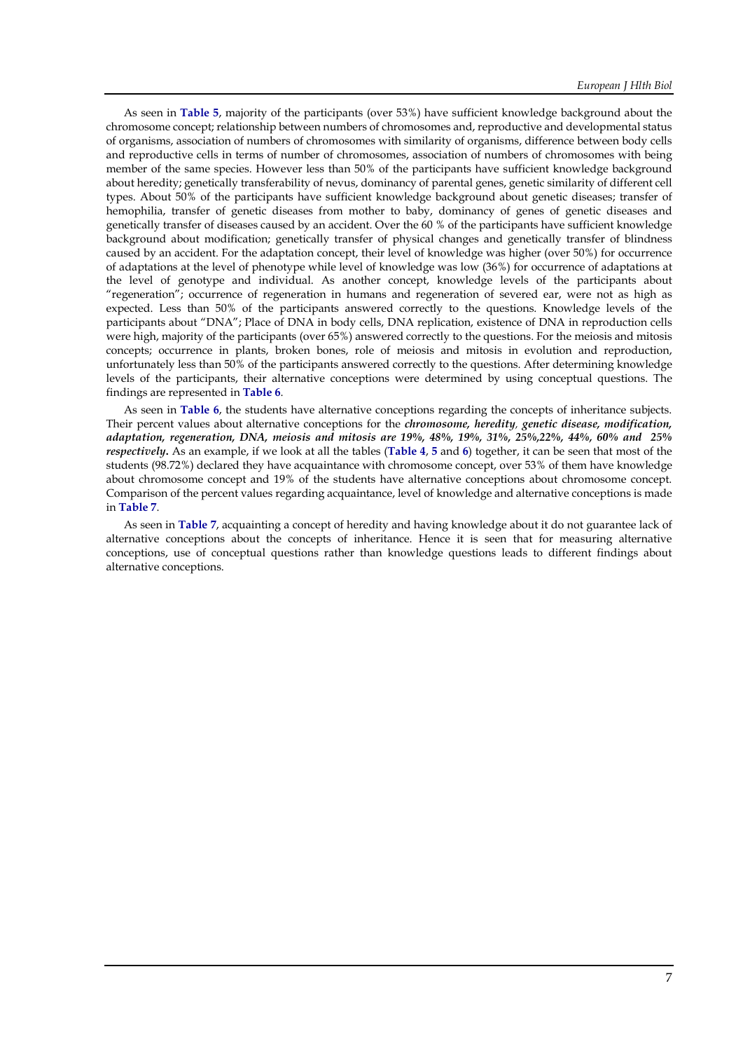As seen in **Table 5**, majority of the participants (over 53%) have sufficient knowledge background about the chromosome concept; relationship between numbers of chromosomes and, reproductive and developmental status of organisms, association of numbers of chromosomes with similarity of organisms, difference between body cells and reproductive cells in terms of number of chromosomes, association of numbers of chromosomes with being member of the same species. However less than 50% of the participants have sufficient knowledge background about heredity; genetically transferability of nevus, dominancy of parental genes, genetic similarity of different cell types. About 50% of the participants have sufficient knowledge background about genetic diseases; transfer of hemophilia, transfer of genetic diseases from mother to baby, dominancy of genes of genetic diseases and genetically transfer of diseases caused by an accident. Over the 60 % of the participants have sufficient knowledge background about modification; genetically transfer of physical changes and genetically transfer of blindness caused by an accident. For the adaptation concept, their level of knowledge was higher (over 50%) for occurrence of adaptations at the level of phenotype while level of knowledge was low (36%) for occurrence of adaptations at the level of genotype and individual. As another concept, knowledge levels of the participants about "regeneration"; occurrence of regeneration in humans and regeneration of severed ear, were not as high as expected. Less than 50% of the participants answered correctly to the questions. Knowledge levels of the participants about "DNA"; Place of DNA in body cells, DNA replication, existence of DNA in reproduction cells were high, majority of the participants (over 65%) answered correctly to the questions. For the meiosis and mitosis concepts; occurrence in plants, broken bones, role of meiosis and mitosis in evolution and reproduction, unfortunately less than 50% of the participants answered correctly to the questions. After determining knowledge levels of the participants, their alternative conceptions were determined by using conceptual questions. The findings are represented in **Table 6**.

As seen in **Table 6**, the students have alternative conceptions regarding the concepts of inheritance subjects. Their percent values about alternative conceptions for the ***chromosome, heredity, genetic disease, modification, adaptation, regeneration, DNA, meiosis and mitosis are 19%, 48%, 19%, 31%, 25%,22%, 44%, 60% and 25% respectively***. As an example, if we look at all the tables (**Table 4**, **5** and **6**) together, it can be seen that most of the students (98.72%) declared they have acquaintance with chromosome concept, over 53% of them have knowledge about chromosome concept and 19% of the students have alternative conceptions about chromosome concept. Comparison of the percent values regarding acquaintance, level of knowledge and alternative conceptions is made in **Table 7**.

As seen in **Table 7**, acquainting a concept of heredity and having knowledge about it do not guarantee lack of alternative conceptions about the concepts of inheritance. Hence it is seen that for measuring alternative conceptions, use of conceptual questions rather than knowledge questions leads to different findings about alternative conceptions.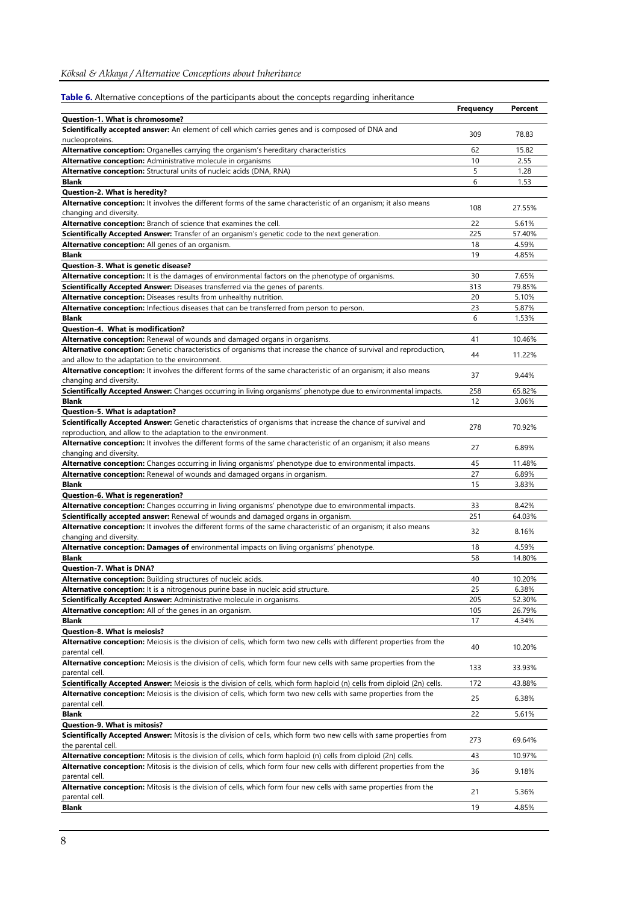**Table 6.** Alternative conceptions of the participants about the concepts regarding inheritance

| | Frequency | Percent |
|---|---|---|
| **Question-1. What is chromosome?** | | |
| **Scientifically accepted answer:** An element of cell which carries genes and is composed of DNA and nucleoproteins. | 309 | 78.83 |
| **Alternative conception:** Organelles carrying the organism's hereditary characteristics | 62 | 15.82 |
| **Alternative conception:** Administrative molecule in organisms | 10 | 2.55 |
| **Alternative conception:** Structural units of nucleic acids (DNA, RNA) | 5 | 1.28 |
| **Blank** | 6 | 1.53 |
| **Question-2. What is heredity?** | | |
| **Alternative conception:** It involves the different forms of the same characteristic of an organism; it also means changing and diversity. | 108 | 27.55% |
| **Alternative conception:** Branch of science that examines the cell. | 22 | 5.61% |
| **Scientifically Accepted Answer:** Transfer of an organism's genetic code to the next generation. | 225 | 57.40% |
| **Alternative conception:** All genes of an organism. | 18 | 4.59% |
| **Blank** | 19 | 4.85% |
| **Question-3. What is genetic disease?** | | |
| **Alternative conception:** It is the damages of environmental factors on the phenotype of organisms. | 30 | 7.65% |
| **Scientifically Accepted Answer:** Diseases transferred via the genes of parents. | 313 | 79.85% |
| **Alternative conception:** Diseases results from unhealthy nutrition. | 20 | 5.10% |
| **Alternative conception:** Infectious diseases that can be transferred from person to person. | 23 | 5.87% |
| **Blank** | 6 | 1.53% |
| **Question-4. What is modification?** | | |
| **Alternative conception:** Renewal of wounds and damaged organs in organisms. | 41 | 10.46% |
| **Alternative conception:** Genetic characteristics of organisms that increase the chance of survival and reproduction, and allow to the adaptation to the environment. | 44 | 11.22% |
| **Alternative conception:** It involves the different forms of the same characteristic of an organism; it also means changing and diversity. | 37 | 9.44% |
| **Scientifically Accepted Answer:** Changes occurring in living organisms' phenotype due to environmental impacts. | 258 | 65.82% |
| **Blank** | 12 | 3.06% |
| **Question-5. What is adaptation?** | | |
| **Scientifically Accepted Answer:** Genetic characteristics of organisms that increase the chance of survival and reproduction, and allow to the adaptation to the environment. | 278 | 70.92% |
| **Alternative conception:** It involves the different forms of the same characteristic of an organism; it also means changing and diversity. | 27 | 6.89% |
| **Alternative conception:** Changes occurring in living organisms' phenotype due to environmental impacts. | 45 | 11.48% |
| **Alternative conception:** Renewal of wounds and damaged organs in organism. | 27 | 6.89% |
| **Blank** | 15 | 3.83% |
| **Question-6. What is regeneration?** | | |
| **Alternative conception:** Changes occurring in living organisms' phenotype due to environmental impacts. | 33 | 8.42% |
| **Scientifically accepted answer:** Renewal of wounds and damaged organs in organism. | 251 | 64.03% |
| **Alternative conception:** It involves the different forms of the same characteristic of an organism; it also means changing and diversity. | 32 | 8.16% |
| **Alternative conception: Damages of** environmental impacts on living organisms' phenotype. | 18 | 4.59% |
| **Blank** | 58 | 14.80% |
| **Question-7. What is DNA?** | | |
| **Alternative conception:** Building structures of nucleic acids. | 40 | 10.20% |
| **Alternative conception:** It is a nitrogenous purine base in nucleic acid structure. | 25 | 6.38% |
| **Scientifically Accepted Answer:** Administrative molecule in organisms. | 205 | 52.30% |
| **Alternative conception:** All of the genes in an organism. | 105 | 26.79% |
| **Blank** | 17 | 4.34% |
| **Question-8. What is meiosis?** | | |
| **Alternative conception:** Meiosis is the division of cells, which form two new cells with different properties from the parental cell. | 40 | 10.20% |
| **Alternative conception:** Meiosis is the division of cells, which form four new cells with same properties from the parental cell. | 133 | 33.93% |
| **Scientifically Accepted Answer:** Meiosis is the division of cells, which form haploid (n) cells from diploid (2n) cells. | 172 | 43.88% |
| **Alternative conception:** Meiosis is the division of cells, which form two new cells with same properties from the parental cell. | 25 | 6.38% |
| **Blank** | 22 | 5.61% |
| **Question-9. What is mitosis?** | | |
| **Scientifically Accepted Answer:** Mitosis is the division of cells, which form two new cells with same properties from the parental cell. | 273 | 69.64% |
| **Alternative conception:** Mitosis is the division of cells, which form haploid (n) cells from diploid (2n) cells. | 43 | 10.97% |
| **Alternative conception:** Mitosis is the division of cells, which form four new cells with different properties from the parental cell. | 36 | 9.18% |
| **Alternative conception:** Mitosis is the division of cells, which form four new cells with same properties from the parental cell. | 21 | 5.36% |
| **Blank** | 19 | 4.85% |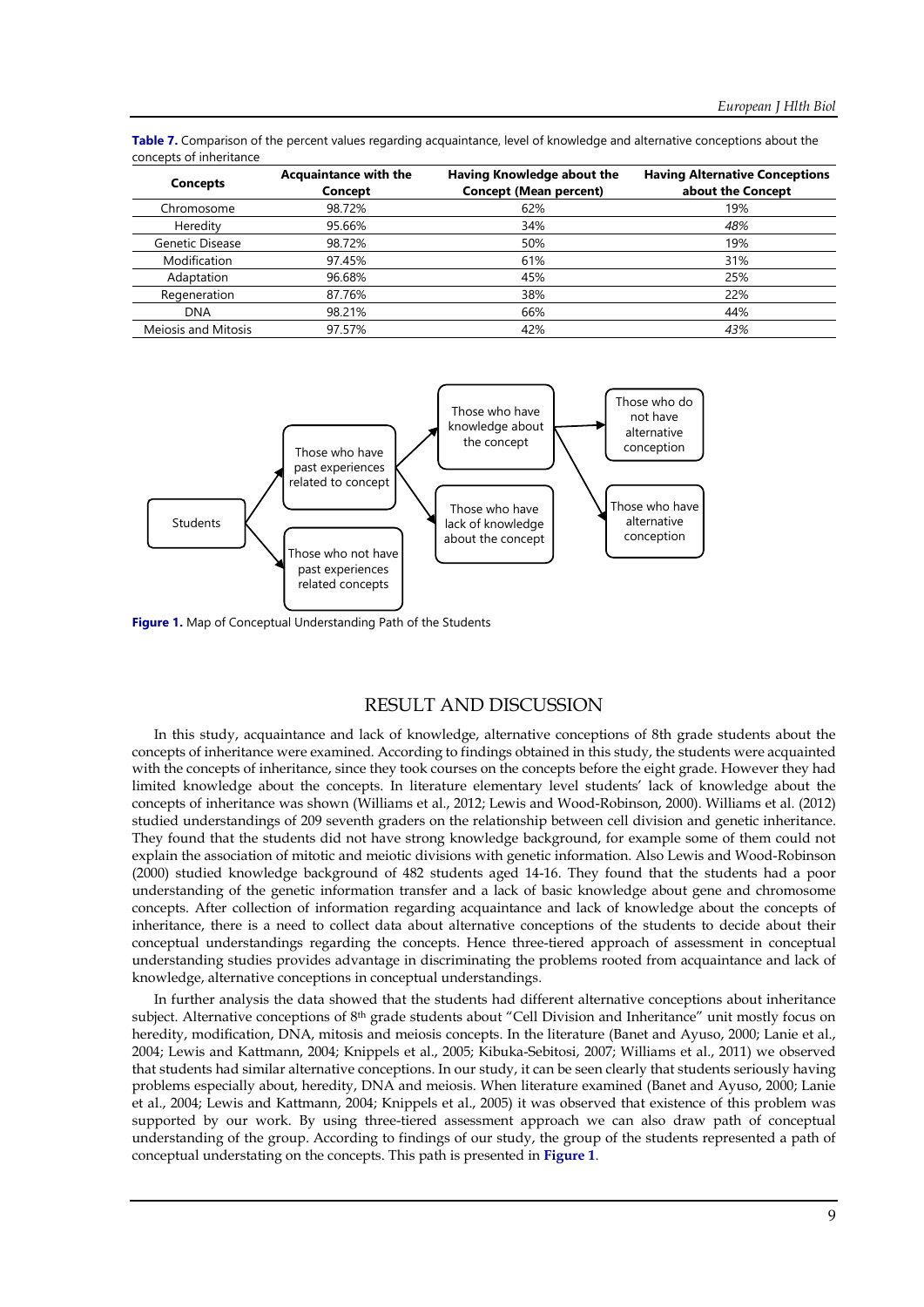**Table 7.** Comparison of the percent values regarding acquaintance, level of knowledge and alternative conceptions about the concepts of inheritance

| Concepts | Acquaintance with the Concept | Having Knowledge about the Concept (Mean percent) | Having Alternative Conceptions about the Concept |
|---|---|---|---|
| Chromosome | 98.72% | 62% | 19% |
| Heredity | 95.66% | 34% | *48%* |
| Genetic Disease | 98.72% | 50% | 19% |
| Modification | 97.45% | 61% | 31% |
| Adaptation | 96.68% | 45% | 25% |
| Regeneration | 87.76% | 38% | 22% |
| DNA | 98.21% | 66% | 44% |
| Meiosis and Mitosis | 97.57% | 42% | *43%* |

Students → Those who have past experiences related to concept; Those who not have past experiences related concepts

Those who have past experiences related to concept → Those who have knowledge about the concept; Those who have lack of knowledge about the concept

Those who have knowledge about the concept → Those who do not have alternative conception; Those who have alternative conception

**Figure 1.** Map of Conceptual Understanding Path of the Students

## RESULT AND DISCUSSION

In this study, acquaintance and lack of knowledge, alternative conceptions of 8th grade students about the concepts of inheritance were examined. According to findings obtained in this study, the students were acquainted with the concepts of inheritance, since they took courses on the concepts before the eight grade. However they had limited knowledge about the concepts. In literature elementary level students' lack of knowledge about the concepts of inheritance was shown (Williams et al., 2012; Lewis and Wood-Robinson, 2000). Williams et al. (2012) studied understandings of 209 seventh graders on the relationship between cell division and genetic inheritance. They found that the students did not have strong knowledge background, for example some of them could not explain the association of mitotic and meiotic divisions with genetic information. Also Lewis and Wood-Robinson (2000) studied knowledge background of 482 students aged 14-16. They found that the students had a poor understanding of the genetic information transfer and a lack of basic knowledge about gene and chromosome concepts. After collection of information regarding acquaintance and lack of knowledge about the concepts of inheritance, there is a need to collect data about alternative conceptions of the students to decide about their conceptual understandings regarding the concepts. Hence three-tiered approach of assessment in conceptual understanding studies provides advantage in discriminating the problems rooted from acquaintance and lack of knowledge, alternative conceptions in conceptual understandings.

In further analysis the data showed that the students had different alternative conceptions about inheritance subject. Alternative conceptions of 8th grade students about "Cell Division and Inheritance" unit mostly focus on heredity, modification, DNA, mitosis and meiosis concepts. In the literature (Banet and Ayuso, 2000; Lanie et al., 2004; Lewis and Kattmann, 2004; Knippels et al., 2005; Kibuka-Sebitosi, 2007; Williams et al., 2011) we observed that students had similar alternative conceptions. In our study, it can be seen clearly that students seriously having problems especially about, heredity, DNA and meiosis. When literature examined (Banet and Ayuso, 2000; Lanie et al., 2004; Lewis and Kattmann, 2004; Knippels et al., 2005) it was observed that existence of this problem was supported by our work. By using three-tiered assessment approach we can also draw path of conceptual understanding of the group. According to findings of our study, the group of the students represented a path of conceptual understating on the concepts. This path is presented in **Figure 1**.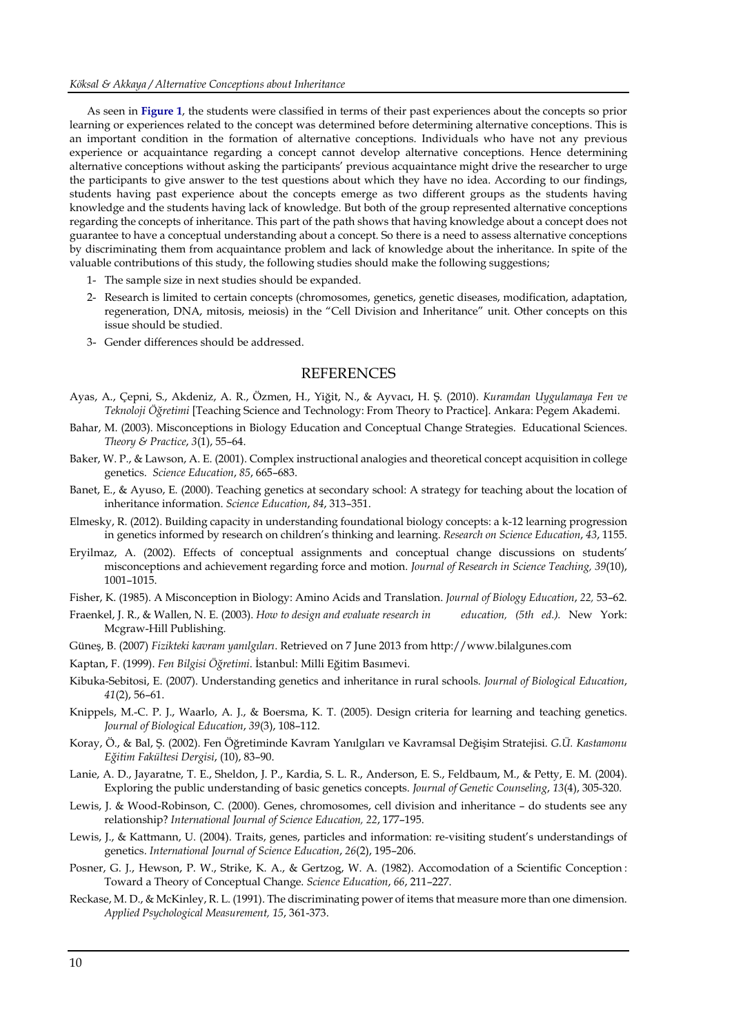As seen in **Figure 1**, the students were classified in terms of their past experiences about the concepts so prior learning or experiences related to the concept was determined before determining alternative conceptions. This is an important condition in the formation of alternative conceptions. Individuals who have not any previous experience or acquaintance regarding a concept cannot develop alternative conceptions. Hence determining alternative conceptions without asking the participants' previous acquaintance might drive the researcher to urge the participants to give answer to the test questions about which they have no idea. According to our findings, students having past experience about the concepts emerge as two different groups as the students having knowledge and the students having lack of knowledge. But both of the group represented alternative conceptions regarding the concepts of inheritance. This part of the path shows that having knowledge about a concept does not guarantee to have a conceptual understanding about a concept. So there is a need to assess alternative conceptions by discriminating them from acquaintance problem and lack of knowledge about the inheritance. In spite of the valuable contributions of this study, the following studies should make the following suggestions;

1- The sample size in next studies should be expanded.
2- Research is limited to certain concepts (chromosomes, genetics, genetic diseases, modification, adaptation, regeneration, DNA, mitosis, meiosis) in the "Cell Division and Inheritance" unit. Other concepts on this issue should be studied.
3- Gender differences should be addressed.

## REFERENCES

Ayas, A., Çepni, S., Akdeniz, A. R., Özmen, H., Yiğit, N., & Ayvacı, H. Ş. (2010). *Kuramdan Uygulamaya Fen ve Teknoloji Öğretimi* [Teaching Science and Technology: From Theory to Practice]. Ankara: Pegem Akademi.

Bahar, M. (2003). Misconceptions in Biology Education and Conceptual Change Strategies. Educational Sciences. *Theory & Practice*, *3*(1), 55–64.

Baker, W. P., & Lawson, A. E. (2001). Complex instructional analogies and theoretical concept acquisition in college genetics. *Science Education*, *85*, 665–683.

Banet, E., & Ayuso, E. (2000). Teaching genetics at secondary school: A strategy for teaching about the location of inheritance information. *Science Education*, *84*, 313–351.

Elmesky, R. (2012). Building capacity in understanding foundational biology concepts: a k-12 learning progression in genetics informed by research on children's thinking and learning. *Research on Science Education*, *43*, 1155.

Eryilmaz, A. (2002). Effects of conceptual assignments and conceptual change discussions on students' misconceptions and achievement regarding force and motion. *Journal of Research in Science Teaching, 39*(10), 1001–1015.

Fisher, K. (1985). A Misconception in Biology: Amino Acids and Translation. *Journal of Biology Education*, *22,* 53–62.

Fraenkel, J. R., & Wallen, N. E. (2003). *How to design and evaluate research in education, (5th ed.).* New York: Mcgraw-Hill Publishing.

Güneş, B. (2007) *Fizikteki kavram yanılgıları*. Retrieved on 7 June 2013 from http://www.bilalgunes.com

Kaptan, F. (1999). *Fen Bilgisi Öğretimi.* İstanbul: Milli Eğitim Basımevi.

Kibuka-Sebitosi, E. (2007). Understanding genetics and inheritance in rural schools. *Journal of Biological Education*, *41*(2), 56–61.

Knippels, M.-C. P. J., Waarlo, A. J., & Boersma, K. T. (2005). Design criteria for learning and teaching genetics. *Journal of Biological Education*, *39*(3), 108–112.

Koray, Ö., & Bal, Ş. (2002). Fen Öğretiminde Kavram Yanılgıları ve Kavramsal Değişim Stratejisi. *G.Ü. Kastamonu Eğitim Fakültesi Dergisi*, (10), 83–90.

Lanie, A. D., Jayaratne, T. E., Sheldon, J. P., Kardia, S. L. R., Anderson, E. S., Feldbaum, M., & Petty, E. M. (2004). Exploring the public understanding of basic genetics concepts. *Journal of Genetic Counseling*, *13*(4), 305-320.

Lewis, J. & Wood-Robinson, C. (2000). Genes, chromosomes, cell division and inheritance – do students see any relationship? *International Journal of Science Education, 22*, 177–195.

Lewis, J., & Kattmann, U. (2004). Traits, genes, particles and information: re-visiting student's understandings of genetics. *International Journal of Science Education*, *26*(2), 195–206.

Posner, G. J., Hewson, P. W., Strike, K. A., & Gertzog, W. A. (1982). Accomodation of a Scientific Conception : Toward a Theory of Conceptual Change. *Science Education*, *66*, 211–227.

Reckase, M. D., & McKinley, R. L. (1991). The discriminating power of items that measure more than one dimension. *Applied Psychological Measurement, 15*, 361-373.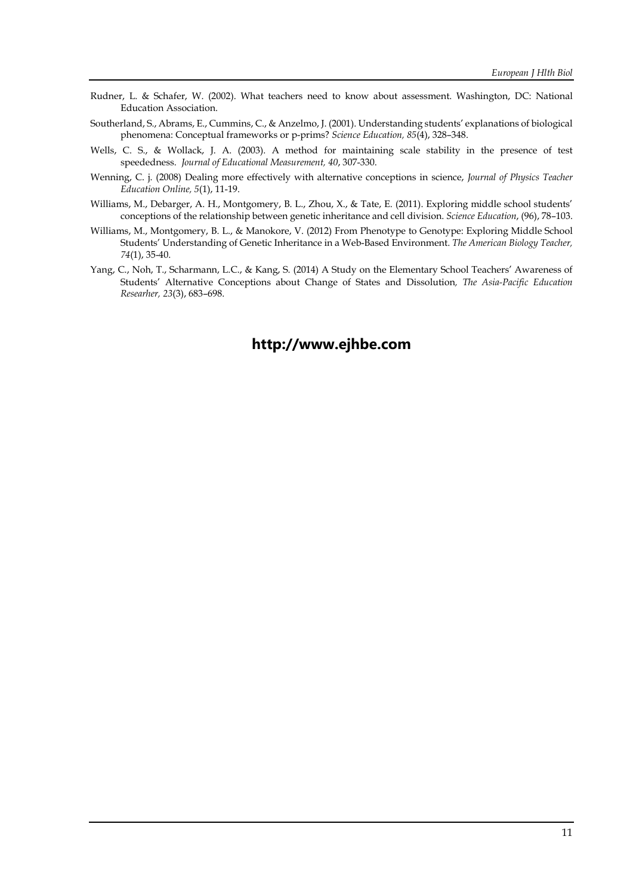Rudner, L. & Schafer, W. (2002). What teachers need to know about assessment. Washington, DC: National Education Association.

Southerland, S., Abrams, E., Cummins, C., & Anzelmo, J. (2001). Understanding students' explanations of biological phenomena: Conceptual frameworks or p-prims? *Science Education, 85*(4), 328–348.

Wells, C. S., & Wollack, J. A. (2003). A method for maintaining scale stability in the presence of test speededness. *Journal of Educational Measurement, 40*, 307-330.

Wenning, C. j. (2008) Dealing more effectively with alternative conceptions in science, *Journal of Physics Teacher Education Online, 5*(1), 11-19.

Williams, M., Debarger, A. H., Montgomery, B. L., Zhou, X., & Tate, E. (2011). Exploring middle school students' conceptions of the relationship between genetic inheritance and cell division. *Science Education*, (96), 78–103.

Williams, M., Montgomery, B. L., & Manokore, V. (2012) From Phenotype to Genotype: Exploring Middle School Students' Understanding of Genetic Inheritance in a Web-Based Environment. *The American Biology Teacher, 74*(1), 35-40.

Yang, C., Noh, T., Scharmann, L.C., & Kang, S. (2014) A Study on the Elementary School Teachers' Awareness of Students' Alternative Conceptions about Change of States and Dissolution*, The Asia-Pacific Education Researher, 23*(3), 683–698.

**http://www.ejhbe.com**